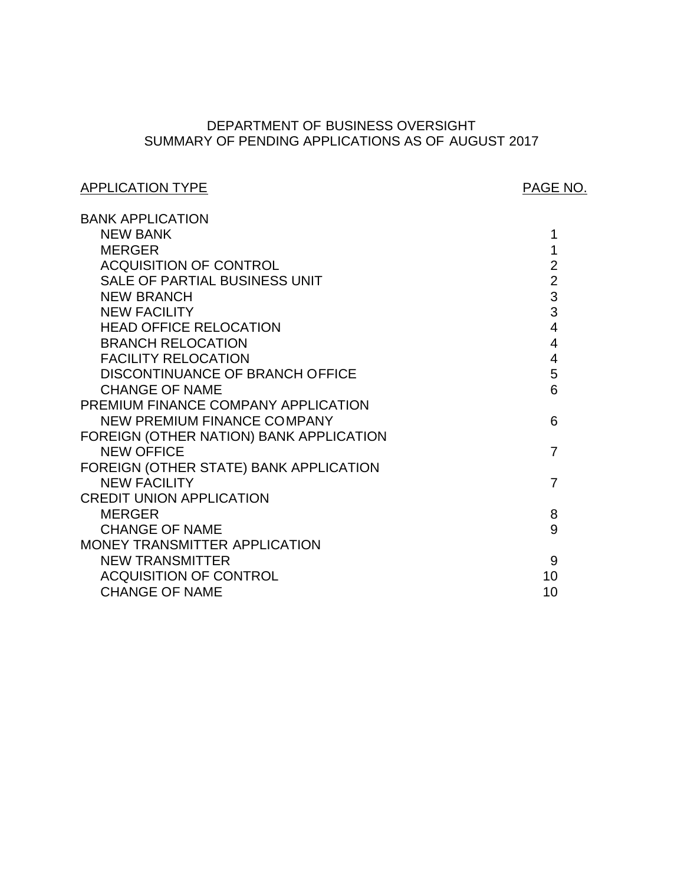# DEPARTMENT OF BUSINESS OVERSIGHT
## SUMMARY OF PENDING APPLICATIONS AS OF AUGUST 2017

| APPLICATION TYPE | PAGE NO. |
|---|---|
| BANK APPLICATION | |
| NEW BANK | 1 |
| MERGER | 1 |
| ACQUISITION OF CONTROL | 2 |
| SALE OF PARTIAL BUSINESS UNIT | 2 |
| NEW BRANCH | 3 |
| NEW FACILITY | 3 |
| HEAD OFFICE RELOCATION | 4 |
| BRANCH RELOCATION | 4 |
| FACILITY RELOCATION | 4 |
| DISCONTINUANCE OF BRANCH OFFICE | 5 |
| CHANGE OF NAME | 6 |
| PREMIUM FINANCE COMPANY APPLICATION | |
| NEW PREMIUM FINANCE COMPANY | 6 |
| FOREIGN (OTHER NATION) BANK APPLICATION | |
| NEW OFFICE | 7 |
| FOREIGN (OTHER STATE) BANK APPLICATION | |
| NEW FACILITY | 7 |
| CREDIT UNION APPLICATION | |
| MERGER | 8 |
| CHANGE OF NAME | 9 |
| MONEY TRANSMITTER APPLICATION | |
| NEW TRANSMITTER | 9 |
| ACQUISITION OF CONTROL | 10 |
| CHANGE OF NAME | 10 |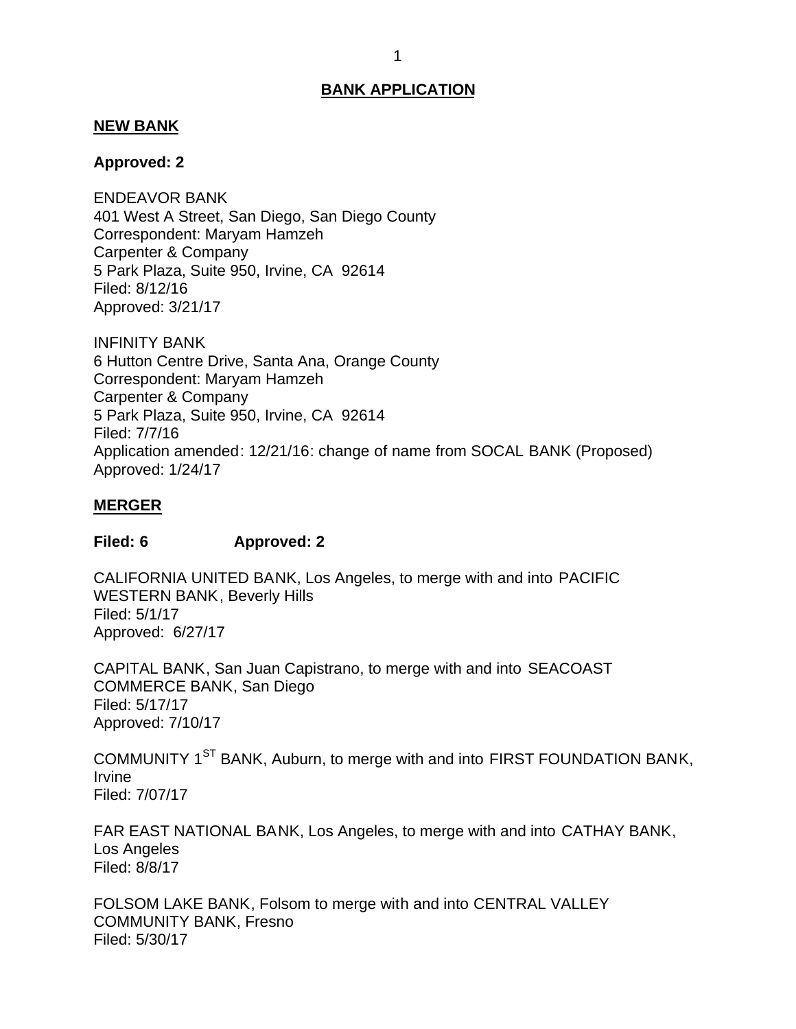## BANK APPLICATION

### NEW BANK

**Approved: 2**

ENDEAVOR BANK
401 West A Street, San Diego, San Diego County
Correspondent: Maryam Hamzeh
Carpenter & Company
5 Park Plaza, Suite 950, Irvine, CA 92614
Filed: 8/12/16
Approved: 3/21/17

INFINITY BANK
6 Hutton Centre Drive, Santa Ana, Orange County
Correspondent: Maryam Hamzeh
Carpenter & Company
5 Park Plaza, Suite 950, Irvine, CA 92614
Filed: 7/7/16
Application amended: 12/21/16: change of name from SOCAL BANK (Proposed)
Approved: 1/24/17

### MERGER

**Filed: 6 Approved: 2**

CALIFORNIA UNITED BANK, Los Angeles, to merge with and into PACIFIC WESTERN BANK, Beverly Hills
Filed: 5/1/17
Approved: 6/27/17

CAPITAL BANK, San Juan Capistrano, to merge with and into SEACOAST COMMERCE BANK, San Diego
Filed: 5/17/17
Approved: 7/10/17

COMMUNITY 1[ST] BANK, Auburn, to merge with and into FIRST FOUNDATION BANK, Irvine
Filed: 7/07/17

FAR EAST NATIONAL BANK, Los Angeles, to merge with and into CATHAY BANK, Los Angeles
Filed: 8/8/17

FOLSOM LAKE BANK, Folsom to merge with and into CENTRAL VALLEY COMMUNITY BANK, Fresno
Filed: 5/30/17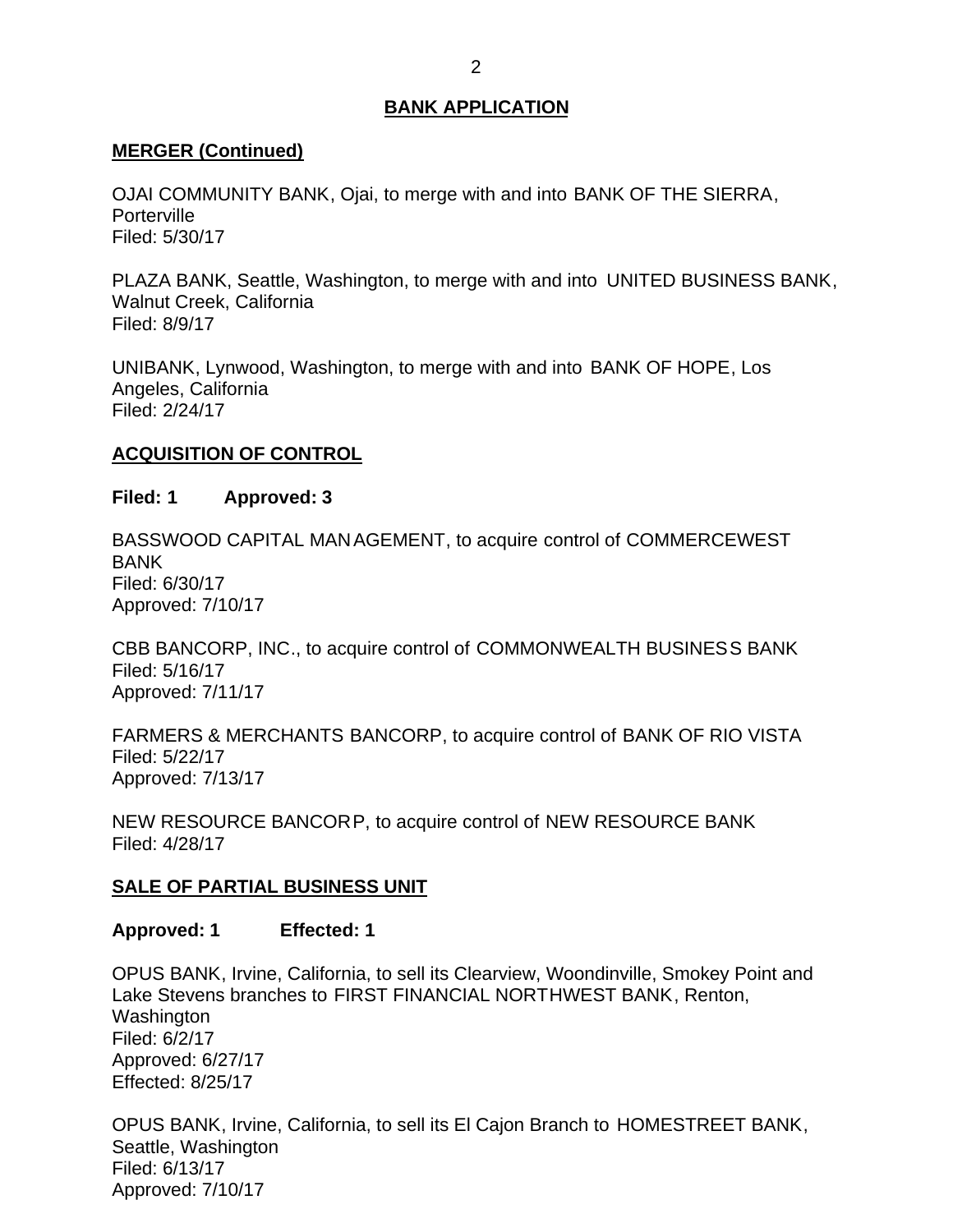## BANK APPLICATION

### MERGER (Continued)

OJAI COMMUNITY BANK, Ojai, to merge with and into BANK OF THE SIERRA, Porterville
Filed: 5/30/17

PLAZA BANK, Seattle, Washington, to merge with and into UNITED BUSINESS BANK, Walnut Creek, California
Filed: 8/9/17

UNIBANK, Lynwood, Washington, to merge with and into BANK OF HOPE, Los Angeles, California
Filed: 2/24/17

### ACQUISITION OF CONTROL

**Filed: 1 Approved: 3**

BASSWOOD CAPITAL MANAGEMENT, to acquire control of COMMERCEWEST BANK
Filed: 6/30/17
Approved: 7/10/17

CBB BANCORP, INC., to acquire control of COMMONWEALTH BUSINESS BANK
Filed: 5/16/17
Approved: 7/11/17

FARMERS & MERCHANTS BANCORP, to acquire control of BANK OF RIO VISTA
Filed: 5/22/17
Approved: 7/13/17

NEW RESOURCE BANCORP, to acquire control of NEW RESOURCE BANK
Filed: 4/28/17

### SALE OF PARTIAL BUSINESS UNIT

**Approved: 1 Effected: 1**

OPUS BANK, Irvine, California, to sell its Clearview, Woondinville, Smokey Point and Lake Stevens branches to FIRST FINANCIAL NORTHWEST BANK, Renton, Washington
Filed: 6/2/17
Approved: 6/27/17
Effected: 8/25/17

OPUS BANK, Irvine, California, to sell its El Cajon Branch to HOMESTREET BANK, Seattle, Washington
Filed: 6/13/17
Approved: 7/10/17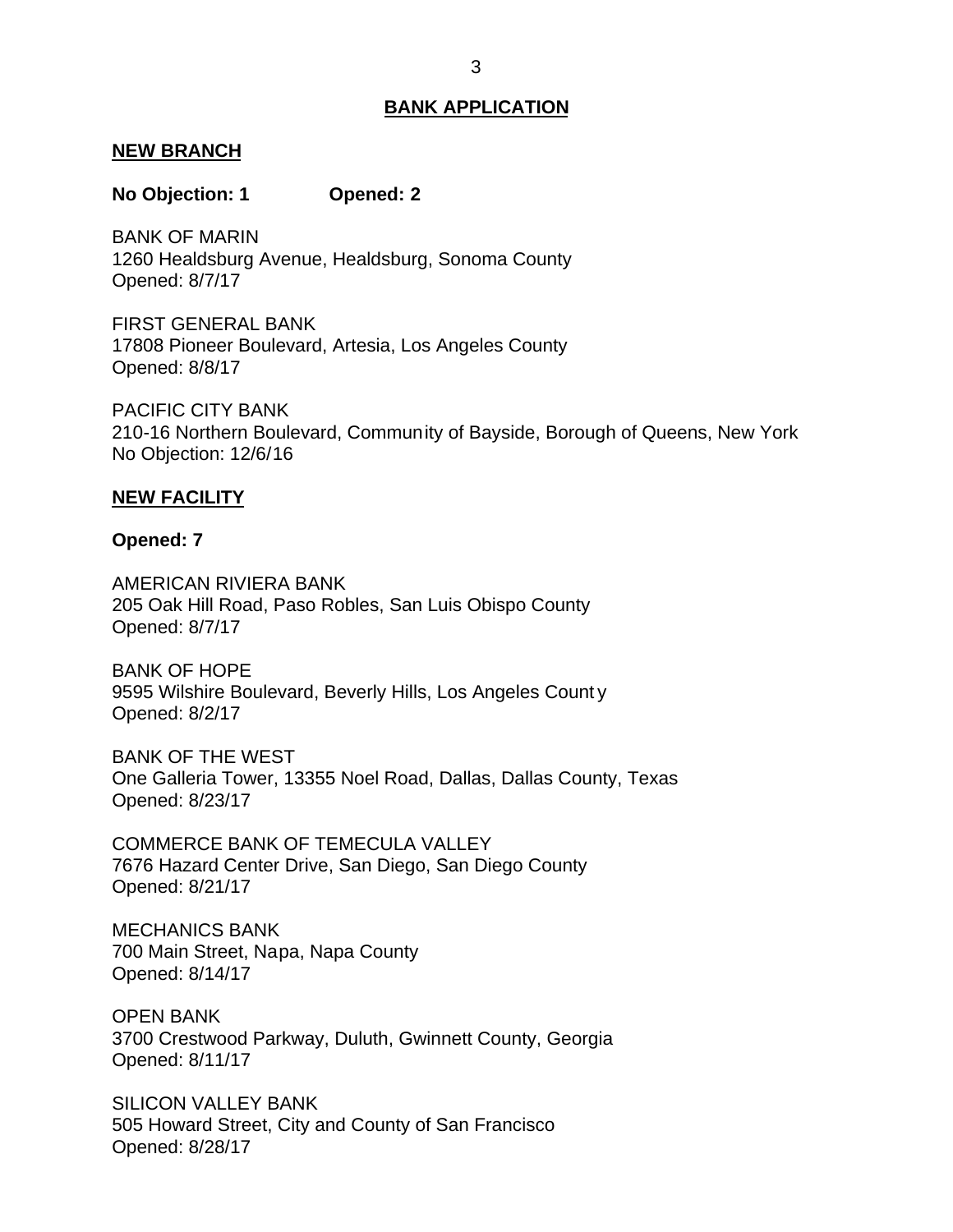## BANK APPLICATION

### NEW BRANCH

**No Objection: 1 Opened: 2**

BANK OF MARIN
1260 Healdsburg Avenue, Healdsburg, Sonoma County
Opened: 8/7/17

FIRST GENERAL BANK
17808 Pioneer Boulevard, Artesia, Los Angeles County
Opened: 8/8/17

PACIFIC CITY BANK
210-16 Northern Boulevard, Community of Bayside, Borough of Queens, New York
No Objection: 12/6/16

### NEW FACILITY

**Opened: 7**

AMERICAN RIVIERA BANK
205 Oak Hill Road, Paso Robles, San Luis Obispo County
Opened: 8/7/17

BANK OF HOPE
9595 Wilshire Boulevard, Beverly Hills, Los Angeles County
Opened: 8/2/17

BANK OF THE WEST
One Galleria Tower, 13355 Noel Road, Dallas, Dallas County, Texas
Opened: 8/23/17

COMMERCE BANK OF TEMECULA VALLEY
7676 Hazard Center Drive, San Diego, San Diego County
Opened: 8/21/17

MECHANICS BANK
700 Main Street, Napa, Napa County
Opened: 8/14/17

OPEN BANK
3700 Crestwood Parkway, Duluth, Gwinnett County, Georgia
Opened: 8/11/17

SILICON VALLEY BANK
505 Howard Street, City and County of San Francisco
Opened: 8/28/17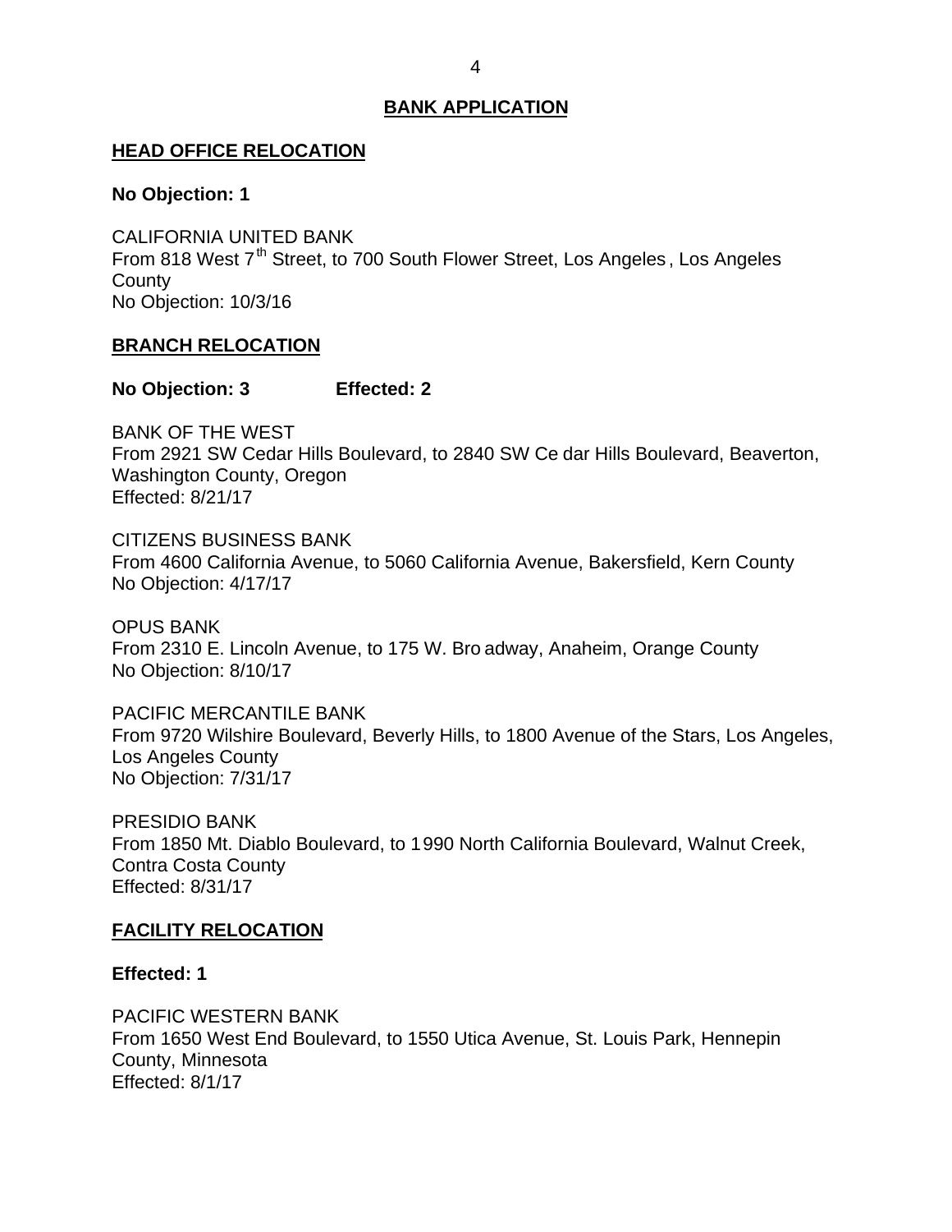## BANK APPLICATION

### HEAD OFFICE RELOCATION

**No Objection: 1**

CALIFORNIA UNITED BANK
From 818 West 7th Street, to 700 South Flower Street, Los Angeles, Los Angeles County
No Objection: 10/3/16

### BRANCH RELOCATION

**No Objection: 3 Effected: 2**

BANK OF THE WEST
From 2921 SW Cedar Hills Boulevard, to 2840 SW Cedar Hills Boulevard, Beaverton, Washington County, Oregon
Effected: 8/21/17

CITIZENS BUSINESS BANK
From 4600 California Avenue, to 5060 California Avenue, Bakersfield, Kern County
No Objection: 4/17/17

OPUS BANK
From 2310 E. Lincoln Avenue, to 175 W. Broadway, Anaheim, Orange County
No Objection: 8/10/17

PACIFIC MERCANTILE BANK
From 9720 Wilshire Boulevard, Beverly Hills, to 1800 Avenue of the Stars, Los Angeles, Los Angeles County
No Objection: 7/31/17

PRESIDIO BANK
From 1850 Mt. Diablo Boulevard, to 1990 North California Boulevard, Walnut Creek, Contra Costa County
Effected: 8/31/17

### FACILITY RELOCATION

**Effected: 1**

PACIFIC WESTERN BANK
From 1650 West End Boulevard, to 1550 Utica Avenue, St. Louis Park, Hennepin County, Minnesota
Effected: 8/1/17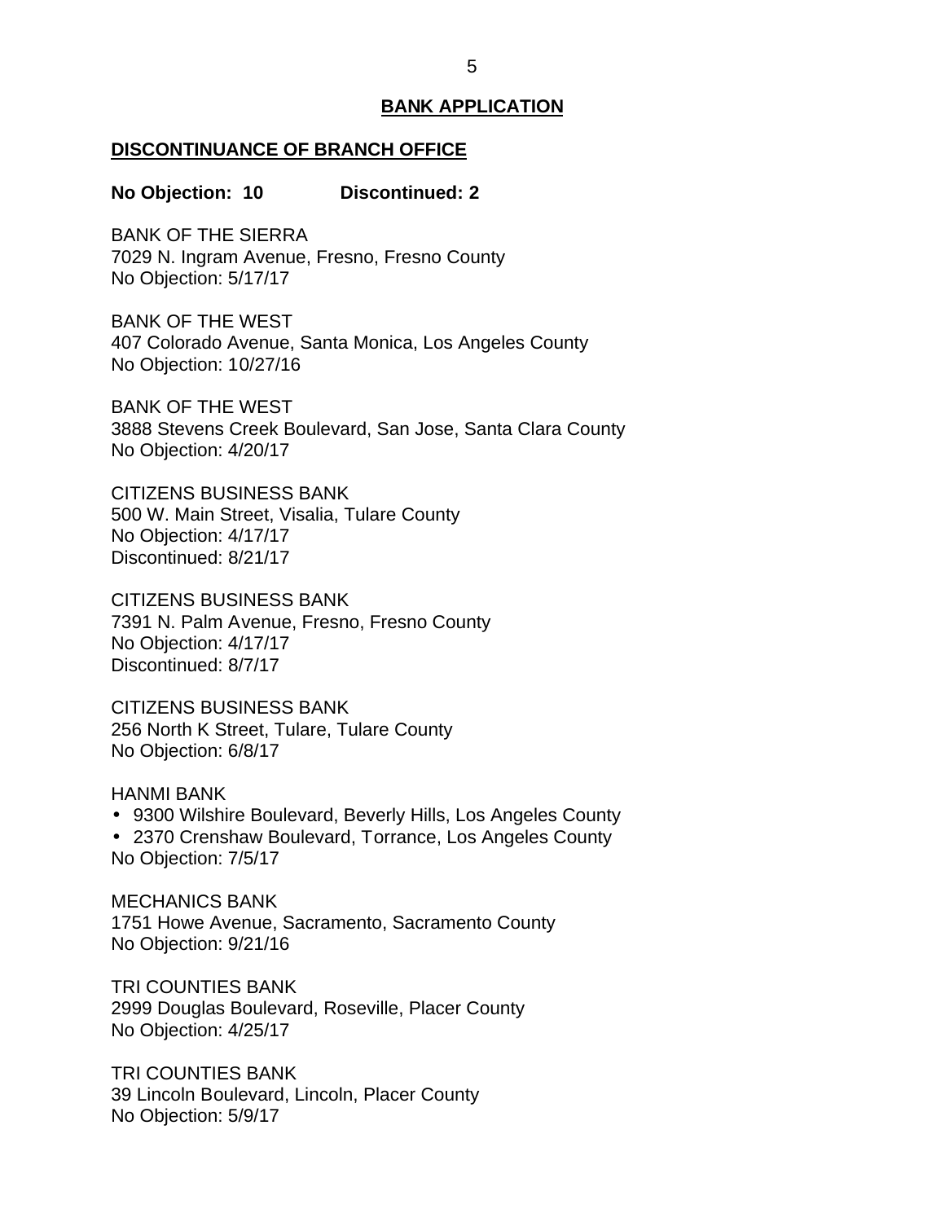## BANK APPLICATION

### DISCONTINUANCE OF BRANCH OFFICE

**No Objection: 10 Discontinued: 2**

BANK OF THE SIERRA
7029 N. Ingram Avenue, Fresno, Fresno County
No Objection: 5/17/17

BANK OF THE WEST
407 Colorado Avenue, Santa Monica, Los Angeles County
No Objection: 10/27/16

BANK OF THE WEST
3888 Stevens Creek Boulevard, San Jose, Santa Clara County
No Objection: 4/20/17

CITIZENS BUSINESS BANK
500 W. Main Street, Visalia, Tulare County
No Objection: 4/17/17
Discontinued: 8/21/17

CITIZENS BUSINESS BANK
7391 N. Palm Avenue, Fresno, Fresno County
No Objection: 4/17/17
Discontinued: 8/7/17

CITIZENS BUSINESS BANK
256 North K Street, Tulare, Tulare County
No Objection: 6/8/17

HANMI BANK
- 9300 Wilshire Boulevard, Beverly Hills, Los Angeles County
- 2370 Crenshaw Boulevard, Torrance, Los Angeles County

No Objection: 7/5/17

MECHANICS BANK
1751 Howe Avenue, Sacramento, Sacramento County
No Objection: 9/21/16

TRI COUNTIES BANK
2999 Douglas Boulevard, Roseville, Placer County
No Objection: 4/25/17

TRI COUNTIES BANK
39 Lincoln Boulevard, Lincoln, Placer County
No Objection: 5/9/17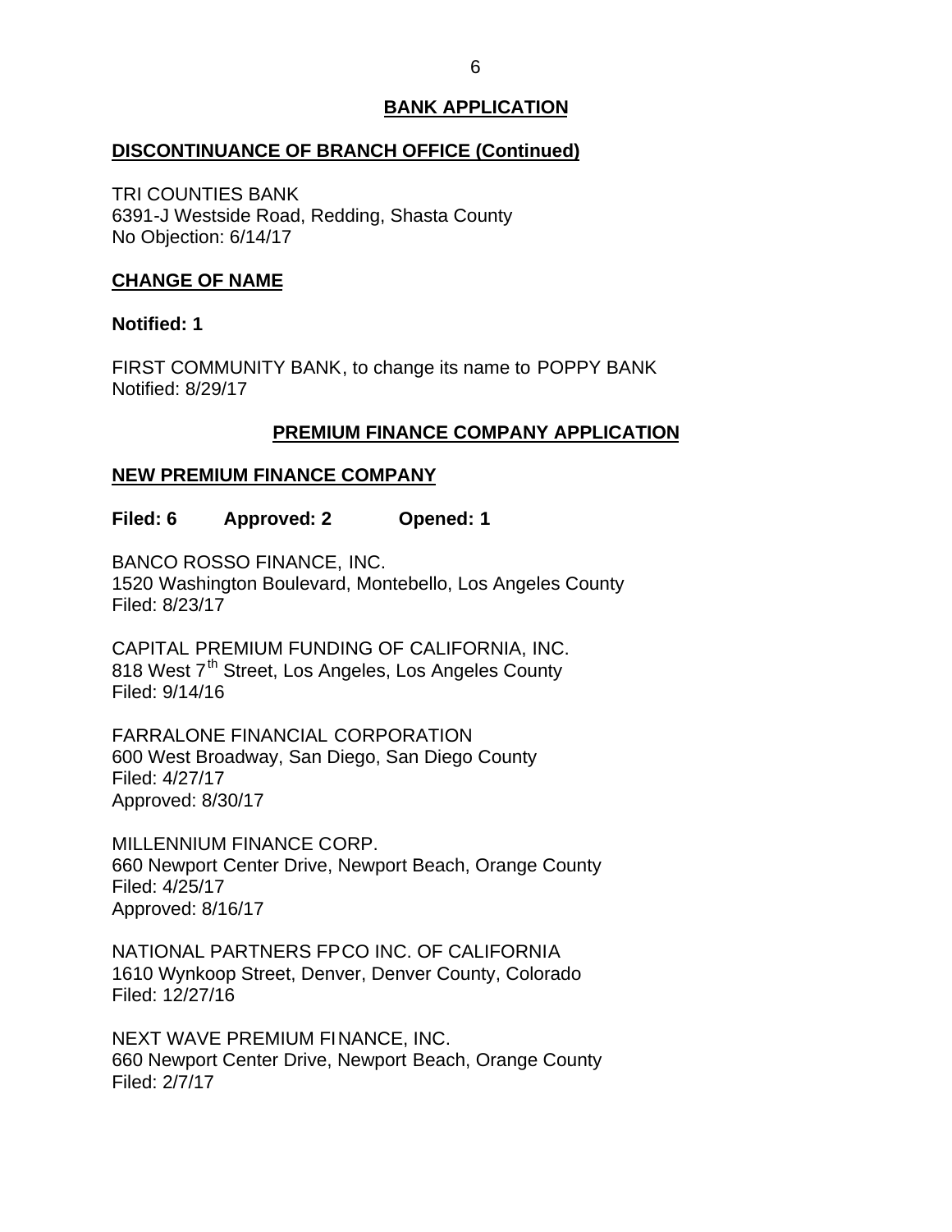## BANK APPLICATION

### DISCONTINUANCE OF BRANCH OFFICE (Continued)

TRI COUNTIES BANK
6391-J Westside Road, Redding, Shasta County
No Objection: 6/14/17

### CHANGE OF NAME

**Notified: 1**

FIRST COMMUNITY BANK, to change its name to POPPY BANK
Notified: 8/29/17

## PREMIUM FINANCE COMPANY APPLICATION

### NEW PREMIUM FINANCE COMPANY

**Filed: 6 Approved: 2 Opened: 1**

BANCO ROSSO FINANCE, INC.
1520 Washington Boulevard, Montebello, Los Angeles County
Filed: 8/23/17

CAPITAL PREMIUM FUNDING OF CALIFORNIA, INC.
818 West 7th Street, Los Angeles, Los Angeles County
Filed: 9/14/16

FARRALONE FINANCIAL CORPORATION
600 West Broadway, San Diego, San Diego County
Filed: 4/27/17
Approved: 8/30/17

MILLENNIUM FINANCE CORP.
660 Newport Center Drive, Newport Beach, Orange County
Filed: 4/25/17
Approved: 8/16/17

NATIONAL PARTNERS FPCO INC. OF CALIFORNIA
1610 Wynkoop Street, Denver, Denver County, Colorado
Filed: 12/27/16

NEXT WAVE PREMIUM FINANCE, INC.
660 Newport Center Drive, Newport Beach, Orange County
Filed: 2/7/17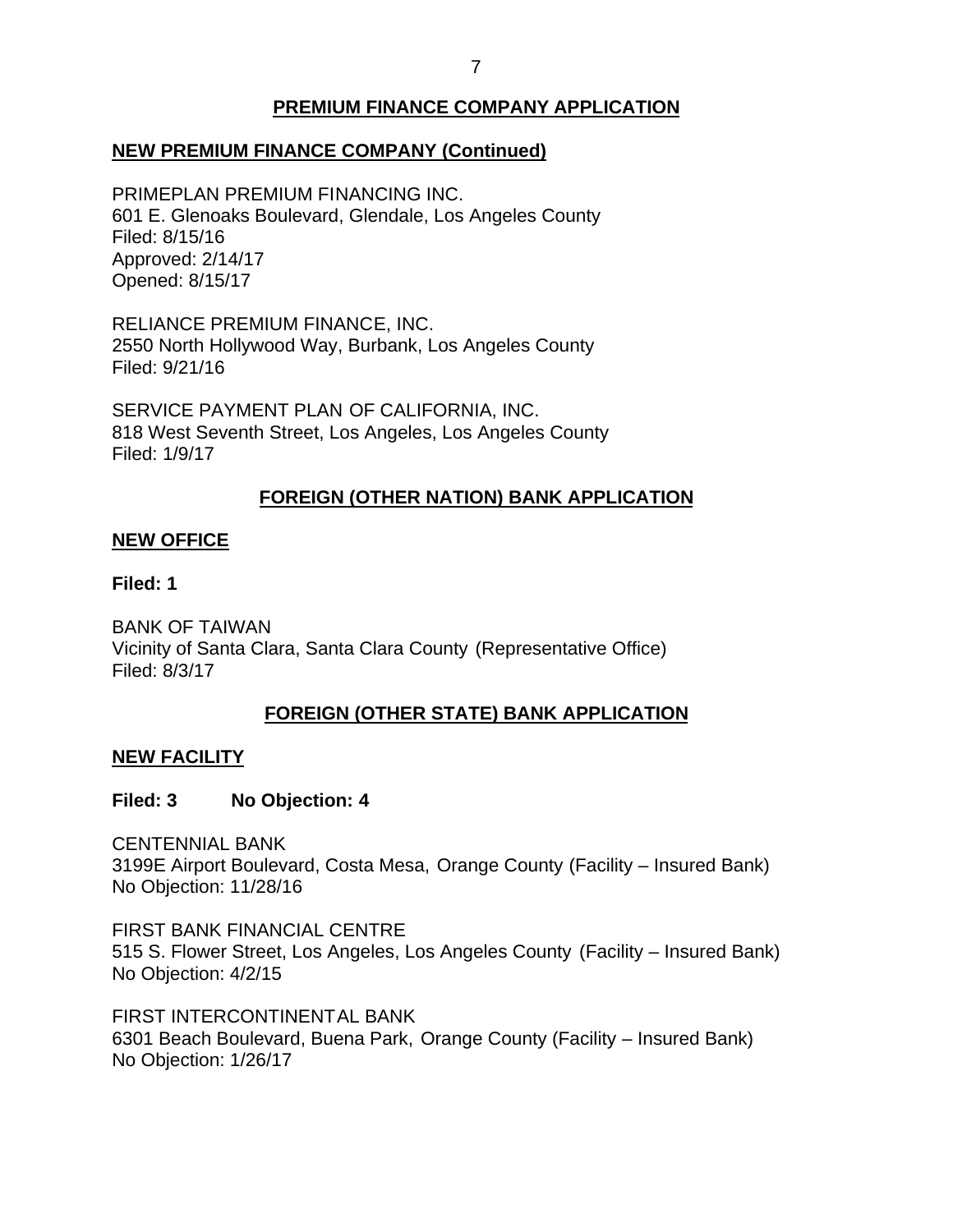## PREMIUM FINANCE COMPANY APPLICATION

### NEW PREMIUM FINANCE COMPANY (Continued)

PRIMEPLAN PREMIUM FINANCING INC.
601 E. Glenoaks Boulevard, Glendale, Los Angeles County
Filed: 8/15/16
Approved: 2/14/17
Opened: 8/15/17

RELIANCE PREMIUM FINANCE, INC.
2550 North Hollywood Way, Burbank, Los Angeles County
Filed: 9/21/16

SERVICE PAYMENT PLAN OF CALIFORNIA, INC.
818 West Seventh Street, Los Angeles, Los Angeles County
Filed: 1/9/17

## FOREIGN (OTHER NATION) BANK APPLICATION

### NEW OFFICE

**Filed: 1**

BANK OF TAIWAN
Vicinity of Santa Clara, Santa Clara County (Representative Office)
Filed: 8/3/17

## FOREIGN (OTHER STATE) BANK APPLICATION

### NEW FACILITY

**Filed: 3 No Objection: 4**

CENTENNIAL BANK
3199E Airport Boulevard, Costa Mesa, Orange County (Facility – Insured Bank)
No Objection: 11/28/16

FIRST BANK FINANCIAL CENTRE
515 S. Flower Street, Los Angeles, Los Angeles County (Facility – Insured Bank)
No Objection: 4/2/15

FIRST INTERCONTINENTAL BANK
6301 Beach Boulevard, Buena Park, Orange County (Facility – Insured Bank)
No Objection: 1/26/17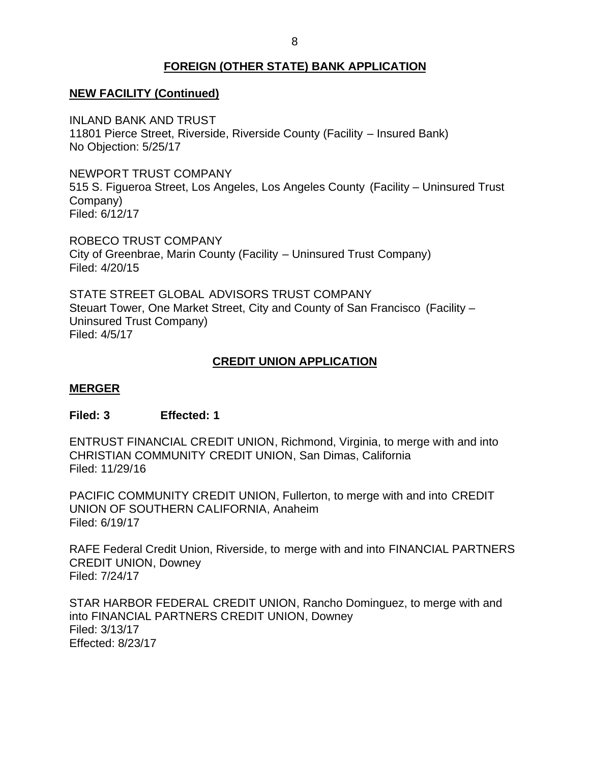## FOREIGN (OTHER STATE) BANK APPLICATION

### NEW FACILITY (Continued)

INLAND BANK AND TRUST
11801 Pierce Street, Riverside, Riverside County (Facility – Insured Bank)
No Objection: 5/25/17

NEWPORT TRUST COMPANY
515 S. Figueroa Street, Los Angeles, Los Angeles County (Facility – Uninsured Trust Company)
Filed: 6/12/17

ROBECO TRUST COMPANY
City of Greenbrae, Marin County (Facility – Uninsured Trust Company)
Filed: 4/20/15

STATE STREET GLOBAL ADVISORS TRUST COMPANY
Steuart Tower, One Market Street, City and County of San Francisco (Facility – Uninsured Trust Company)
Filed: 4/5/17

## CREDIT UNION APPLICATION

### MERGER

**Filed: 3 Effected: 1**

ENTRUST FINANCIAL CREDIT UNION, Richmond, Virginia, to merge with and into CHRISTIAN COMMUNITY CREDIT UNION, San Dimas, California
Filed: 11/29/16

PACIFIC COMMUNITY CREDIT UNION, Fullerton, to merge with and into CREDIT UNION OF SOUTHERN CALIFORNIA, Anaheim
Filed: 6/19/17

RAFE Federal Credit Union, Riverside, to merge with and into FINANCIAL PARTNERS CREDIT UNION, Downey
Filed: 7/24/17

STAR HARBOR FEDERAL CREDIT UNION, Rancho Dominguez, to merge with and into FINANCIAL PARTNERS CREDIT UNION, Downey
Filed: 3/13/17
Effected: 8/23/17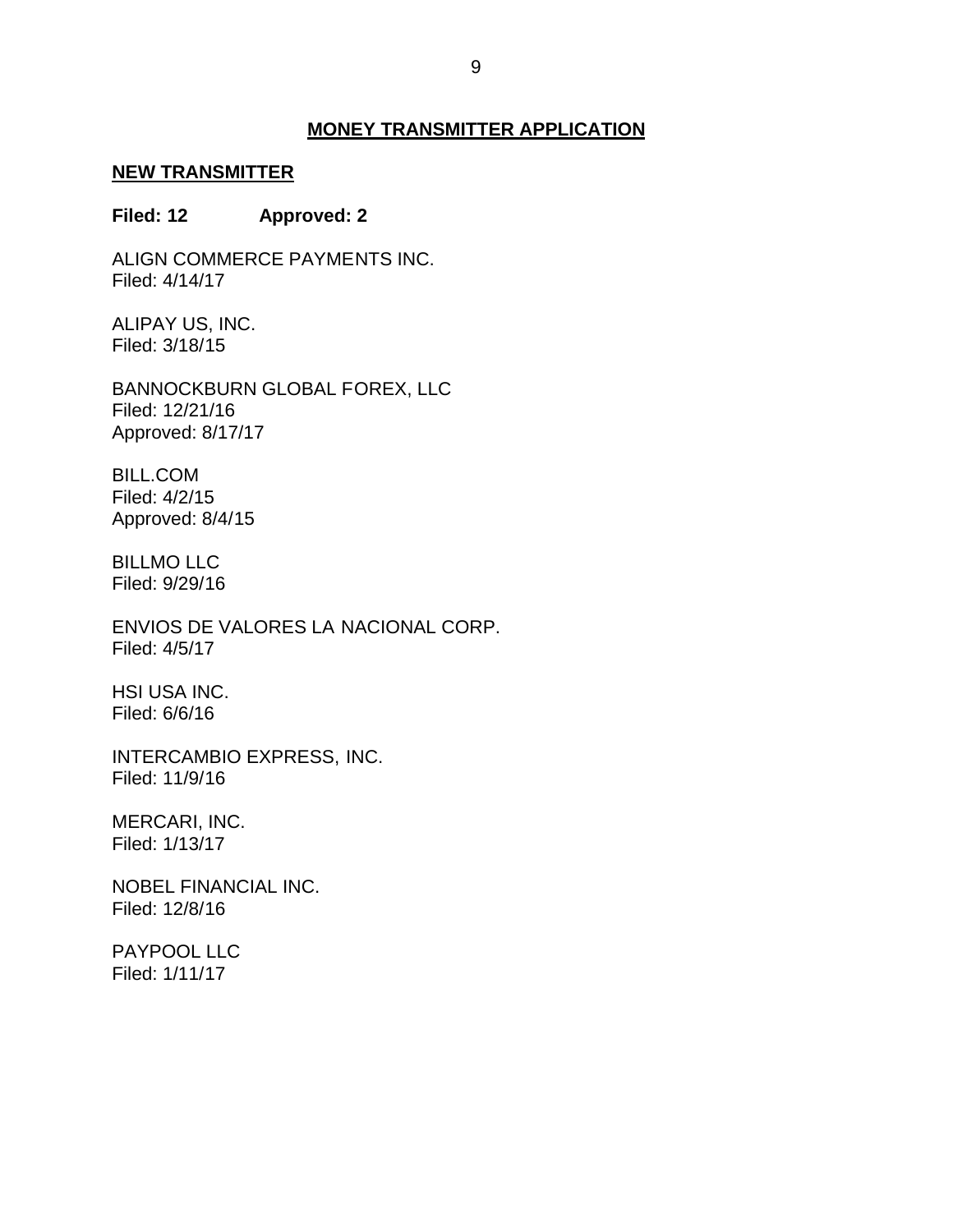## MONEY TRANSMITTER APPLICATION

### NEW TRANSMITTER

**Filed: 12 Approved: 2**

ALIGN COMMERCE PAYMENTS INC.
Filed: 4/14/17

ALIPAY US, INC.
Filed: 3/18/15

BANNOCKBURN GLOBAL FOREX, LLC
Filed: 12/21/16
Approved: 8/17/17

BILL.COM
Filed: 4/2/15
Approved: 8/4/15

BILLMO LLC
Filed: 9/29/16

ENVIOS DE VALORES LA NACIONAL CORP.
Filed: 4/5/17

HSI USA INC.
Filed: 6/6/16

INTERCAMBIO EXPRESS, INC.
Filed: 11/9/16

MERCARI, INC.
Filed: 1/13/17

NOBEL FINANCIAL INC.
Filed: 12/8/16

PAYPOOL LLC
Filed: 1/11/17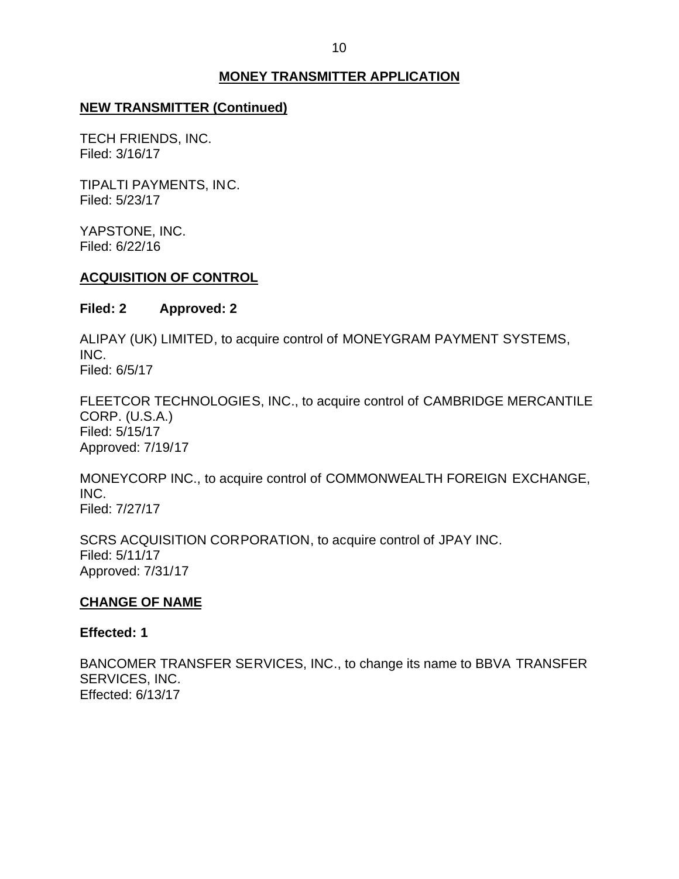## MONEY TRANSMITTER APPLICATION

### NEW TRANSMITTER (Continued)

TECH FRIENDS, INC.
Filed: 3/16/17

TIPALTI PAYMENTS, INC.
Filed: 5/23/17

YAPSTONE, INC.
Filed: 6/22/16

### ACQUISITION OF CONTROL

**Filed: 2 Approved: 2**

ALIPAY (UK) LIMITED, to acquire control of MONEYGRAM PAYMENT SYSTEMS, INC.
Filed: 6/5/17

FLEETCOR TECHNOLOGIES, INC., to acquire control of CAMBRIDGE MERCANTILE CORP. (U.S.A.)
Filed: 5/15/17
Approved: 7/19/17

MONEYCORP INC., to acquire control of COMMONWEALTH FOREIGN EXCHANGE, INC.
Filed: 7/27/17

SCRS ACQUISITION CORPORATION, to acquire control of JPAY INC.
Filed: 5/11/17
Approved: 7/31/17

### CHANGE OF NAME

**Effected: 1**

BANCOMER TRANSFER SERVICES, INC., to change its name to BBVA TRANSFER SERVICES, INC.
Effected: 6/13/17